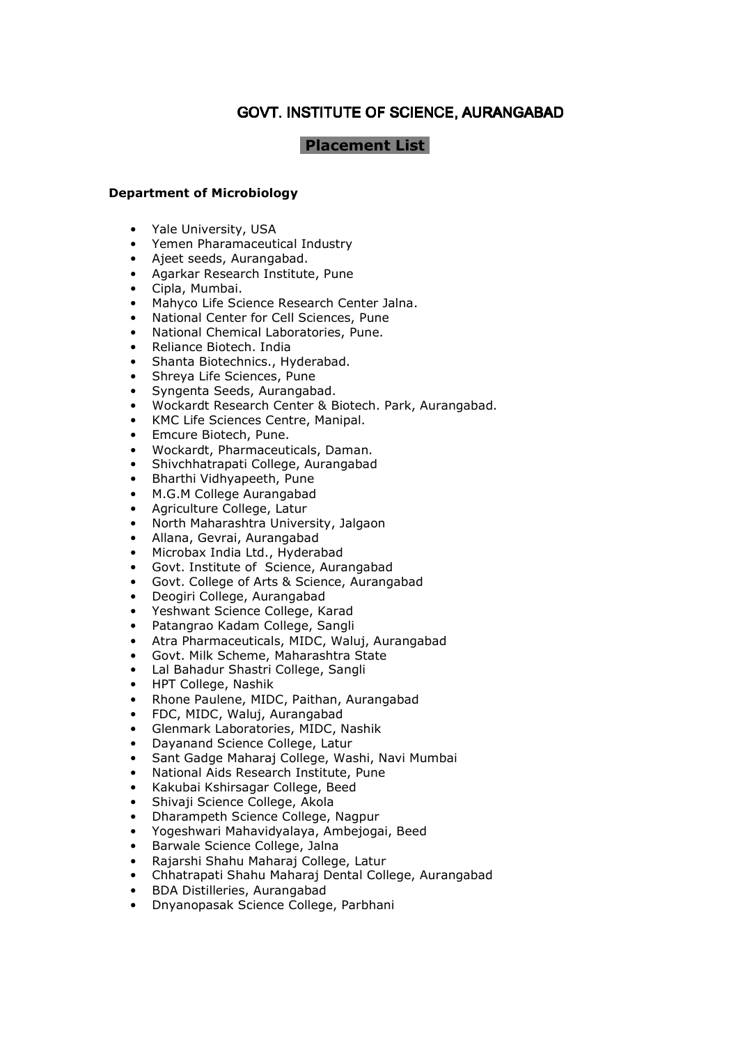# GOVT. INSTITUTE OF SCIENCE, AURANGABAD

## Placement List

**Department of Microbiology**

- Yale University, USA
- Yemen Pharamaceutical Industry
- Ajeet seeds, Aurangabad.
- Agarkar Research Institute, Pune
- Cipla, Mumbai.
- Mahyco Life Science Research Center Jalna.
- National Center for Cell Sciences, Pune
- National Chemical Laboratories, Pune.
- Reliance Biotech. India
- Shanta Biotechnics., Hyderabad.
- Shreya Life Sciences, Pune
- Syngenta Seeds, Aurangabad.
- Wockardt Research Center & Biotech. Park, Aurangabad.
- KMC Life Sciences Centre, Manipal.
- Emcure Biotech, Pune.
- Wockardt, Pharmaceuticals, Daman.
- Shivchhatrapati College, Aurangabad
- Bharthi Vidhyapeeth, Pune
- M.G.M College Aurangabad
- Agriculture College, Latur
- North Maharashtra University, Jalgaon
- Allana, Gevrai, Aurangabad
- Microbax India Ltd., Hyderabad
- Govt. Institute of Science, Aurangabad
- Govt. College of Arts & Science, Aurangabad
- Deogiri College, Aurangabad
- Yeshwant Science College, Karad
- Patangrao Kadam College, Sangli
- Atra Pharmaceuticals, MIDC, Waluj, Aurangabad
- Govt. Milk Scheme, Maharashtra State
- Lal Bahadur Shastri College, Sangli
- HPT College, Nashik
- Rhone Paulene, MIDC, Paithan, Aurangabad
- FDC, MIDC, Waluj, Aurangabad
- Glenmark Laboratories, MIDC, Nashik
- Dayanand Science College, Latur
- Sant Gadge Maharaj College, Washi, Navi Mumbai
- National Aids Research Institute, Pune
- Kakubai Kshirsagar College, Beed
- Shivaji Science College, Akola
- Dharampeth Science College, Nagpur
- Yogeshwari Mahavidyalaya, Ambejogai, Beed
- Barwale Science College, Jalna
- Rajarshi Shahu Maharaj College, Latur
- Chhatrapati Shahu Maharaj Dental College, Aurangabad
- BDA Distilleries, Aurangabad
- Dnyanopasak Science College, Parbhani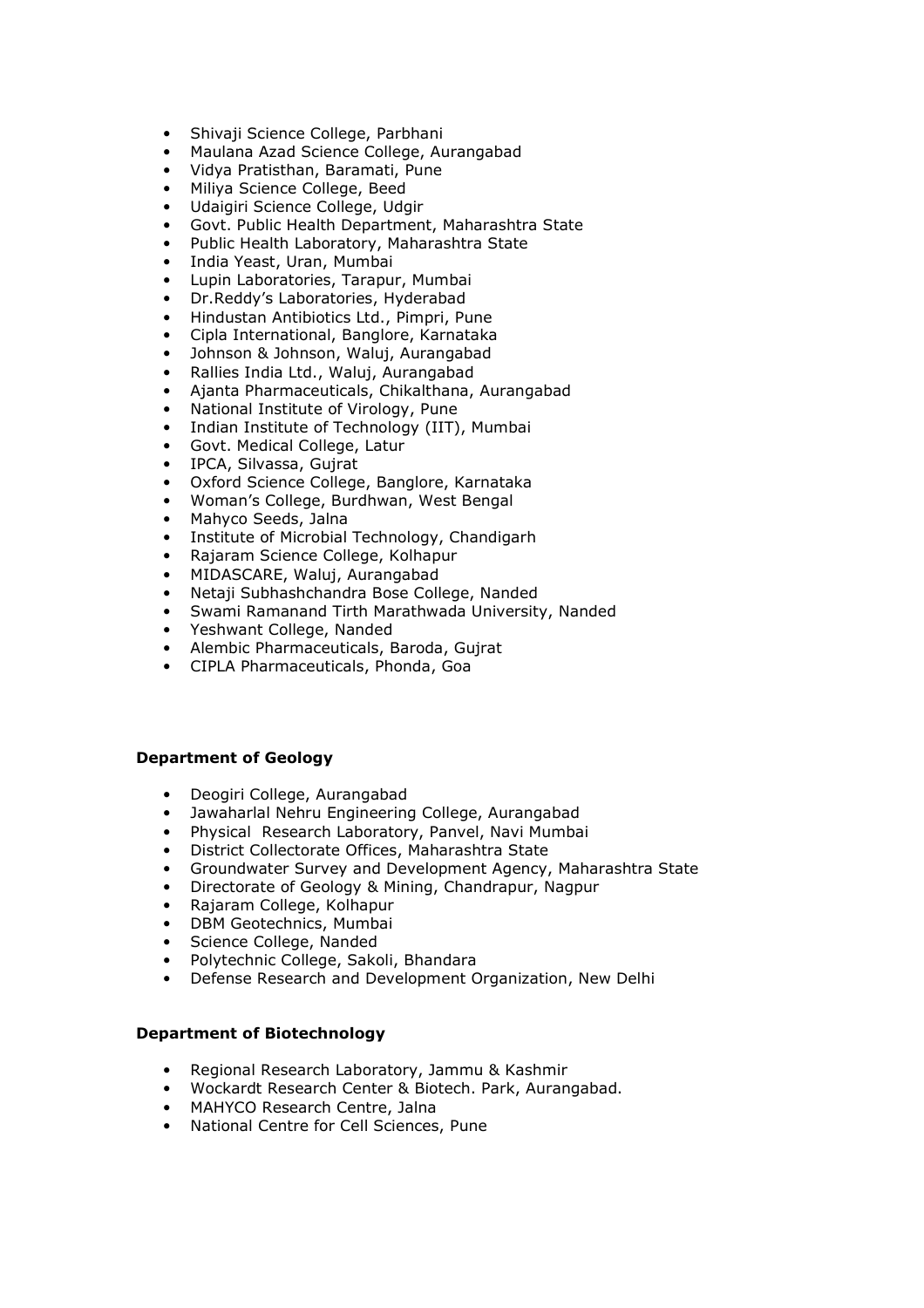- Shivaji Science College, Parbhani
- Maulana Azad Science College, Aurangabad
- Vidya Pratisthan, Baramati, Pune
- Miliya Science College, Beed
- Udaigiri Science College, Udgir
- Govt. Public Health Department, Maharashtra State
- Public Health Laboratory, Maharashtra State
- India Yeast, Uran, Mumbai
- Lupin Laboratories, Tarapur, Mumbai
- Dr.Reddy's Laboratories, Hyderabad
- Hindustan Antibiotics Ltd., Pimpri, Pune
- Cipla International, Banglore, Karnataka
- Johnson & Johnson, Waluj, Aurangabad
- Rallies India Ltd., Waluj, Aurangabad
- Ajanta Pharmaceuticals, Chikalthana, Aurangabad
- National Institute of Virology, Pune
- Indian Institute of Technology (IIT), Mumbai
- Govt. Medical College, Latur
- IPCA, Silvassa, Gujrat
- Oxford Science College, Banglore, Karnataka
- Woman's College, Burdhwan, West Bengal
- Mahyco Seeds, Jalna
- Institute of Microbial Technology, Chandigarh
- Rajaram Science College, Kolhapur
- MIDASCARE, Waluj, Aurangabad
- Netaji Subhashchandra Bose College, Nanded
- Swami Ramanand Tirth Marathwada University, Nanded
- Yeshwant College, Nanded
- Alembic Pharmaceuticals, Baroda, Gujrat
- CIPLA Pharmaceuticals, Phonda, Goa

**Department of Geology**

- Deogiri College, Aurangabad
- Jawaharlal Nehru Engineering College, Aurangabad
- Physical Research Laboratory, Panvel, Navi Mumbai
- District Collectorate Offices, Maharashtra State
- Groundwater Survey and Development Agency, Maharashtra State
- Directorate of Geology & Mining, Chandrapur, Nagpur
- Rajaram College, Kolhapur
- DBM Geotechnics, Mumbai
- Science College, Nanded
- Polytechnic College, Sakoli, Bhandara
- Defense Research and Development Organization, New Delhi

**Department of Biotechnology**

- Regional Research Laboratory, Jammu & Kashmir
- Wockardt Research Center & Biotech. Park, Aurangabad.
- MAHYCO Research Centre, Jalna
- National Centre for Cell Sciences, Pune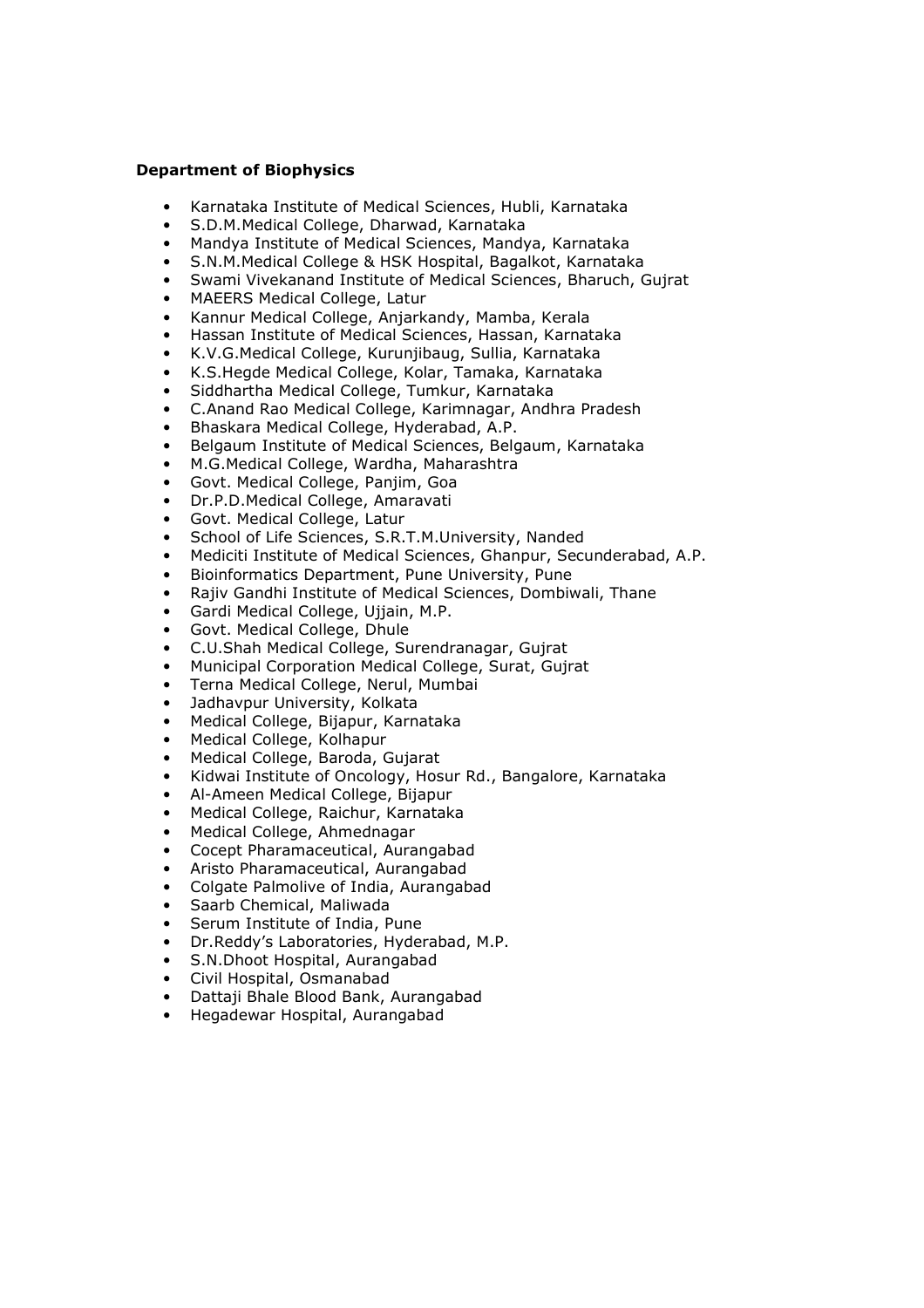**Department of Biophysics**

- Karnataka Institute of Medical Sciences, Hubli, Karnataka
- S.D.M.Medical College, Dharwad, Karnataka
- Mandya Institute of Medical Sciences, Mandya, Karnataka
- S.N.M.Medical College & HSK Hospital, Bagalkot, Karnataka
- Swami Vivekanand Institute of Medical Sciences, Bharuch, Gujrat
- MAEERS Medical College, Latur
- Kannur Medical College, Anjarkandy, Mamba, Kerala
- Hassan Institute of Medical Sciences, Hassan, Karnataka
- K.V.G.Medical College, Kurunjibaug, Sullia, Karnataka
- K.S.Hegde Medical College, Kolar, Tamaka, Karnataka
- Siddhartha Medical College, Tumkur, Karnataka
- C.Anand Rao Medical College, Karimnagar, Andhra Pradesh
- Bhaskara Medical College, Hyderabad, A.P.
- Belgaum Institute of Medical Sciences, Belgaum, Karnataka
- M.G.Medical College, Wardha, Maharashtra
- Govt. Medical College, Panjim, Goa
- Dr.P.D.Medical College, Amaravati
- Govt. Medical College, Latur
- School of Life Sciences, S.R.T.M.University, Nanded
- Mediciti Institute of Medical Sciences, Ghanpur, Secunderabad, A.P.
- Bioinformatics Department, Pune University, Pune
- Rajiv Gandhi Institute of Medical Sciences, Dombiwali, Thane
- Gardi Medical College, Ujjain, M.P.
- Govt. Medical College, Dhule
- C.U.Shah Medical College, Surendranagar, Gujrat
- Municipal Corporation Medical College, Surat, Gujrat
- Terna Medical College, Nerul, Mumbai
- Jadhavpur University, Kolkata
- Medical College, Bijapur, Karnataka
- Medical College, Kolhapur
- Medical College, Baroda, Gujarat
- Kidwai Institute of Oncology, Hosur Rd., Bangalore, Karnataka
- Al-Ameen Medical College, Bijapur
- Medical College, Raichur, Karnataka
- Medical College, Ahmednagar
- Cocept Pharamaceutical, Aurangabad
- Aristo Pharamaceutical, Aurangabad
- Colgate Palmolive of India, Aurangabad
- Saarb Chemical, Maliwada
- Serum Institute of India, Pune
- Dr.Reddy's Laboratories, Hyderabad, M.P.
- S.N.Dhoot Hospital, Aurangabad
- Civil Hospital, Osmanabad
- Dattaji Bhale Blood Bank, Aurangabad
- Hegadewar Hospital, Aurangabad